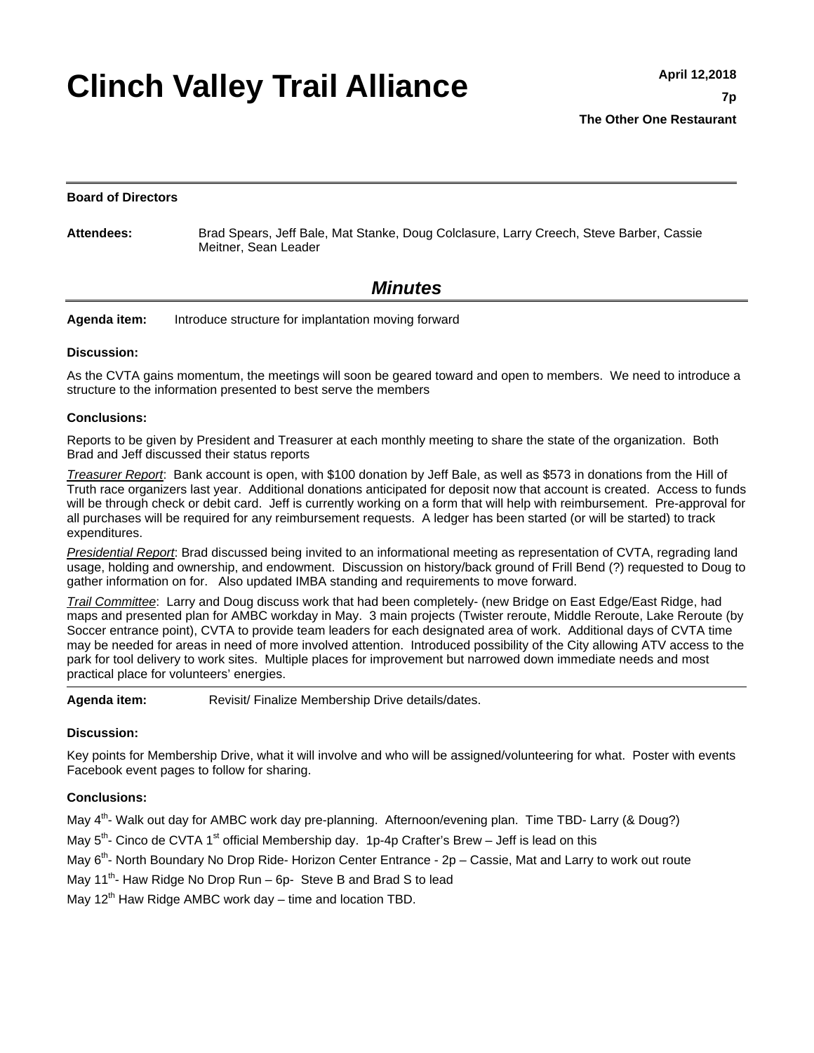# Clinch Valley Trail Alliance

**April 12,2018**

**7p**

**The Other One Restaurant**

---

**Board of Directors**

**Attendees:** Brad Spears, Jeff Bale, Mat Stanke, Doug Colclasure, Larry Creech, Steve Barber, Cassie Meitner, Sean Leader

## *Minutes*

---

**Agenda item:** Introduce structure for implantation moving forward

**Discussion:**

As the CVTA gains momentum, the meetings will soon be geared toward and open to members. We need to introduce a structure to the information presented to best serve the members

**Conclusions:**

Reports to be given by President and Treasurer at each monthly meeting to share the state of the organization. Both Brad and Jeff discussed their status reports

*Treasurer Report*: Bank account is open, with $100 donation by Jeff Bale, as well as $573 in donations from the Hill of Truth race organizers last year. Additional donations anticipated for deposit now that account is created. Access to funds will be through check or debit card. Jeff is currently working on a form that will help with reimbursement. Pre-approval for all purchases will be required for any reimbursement requests. A ledger has been started (or will be started) to track expenditures.

*Presidential Report*: Brad discussed being invited to an informational meeting as representation of CVTA, regrading land usage, holding and ownership, and endowment. Discussion on history/back ground of Frill Bend (?) requested to Doug to gather information on for. Also updated IMBA standing and requirements to move forward.

*Trail Committee*: Larry and Doug discuss work that had been completely- (new Bridge on East Edge/East Ridge, had maps and presented plan for AMBC workday in May. 3 main projects (Twister reroute, Middle Reroute, Lake Reroute (by Soccer entrance point), CVTA to provide team leaders for each designated area of work. Additional days of CVTA time may be needed for areas in need of more involved attention. Introduced possibility of the City allowing ATV access to the park for tool delivery to work sites. Multiple places for improvement but narrowed down immediate needs and most practical place for volunteers' energies.

---

**Agenda item:** Revisit/ Finalize Membership Drive details/dates.

**Discussion:**

Key points for Membership Drive, what it will involve and who will be assigned/volunteering for what. Poster with events Facebook event pages to follow for sharing.

**Conclusions:**

May 4th- Walk out day for AMBC work day pre-planning. Afternoon/evening plan. Time TBD- Larry (& Doug?)

May 5th- Cinco de CVTA 1st official Membership day. 1p-4p Crafter's Brew – Jeff is lead on this

May 6th- North Boundary No Drop Ride- Horizon Center Entrance - 2p – Cassie, Mat and Larry to work out route

May 11th- Haw Ridge No Drop Run – 6p- Steve B and Brad S to lead

May 12th Haw Ridge AMBC work day – time and location TBD.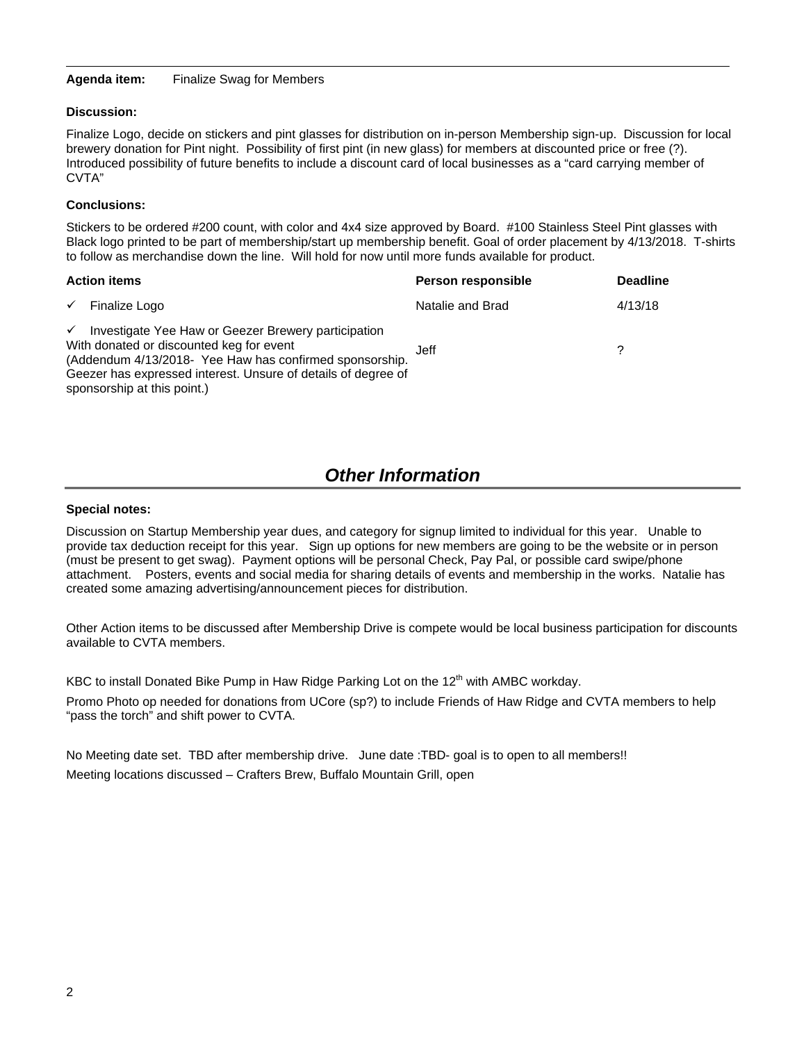**Agenda item:** Finalize Swag for Members

**Discussion:**

Finalize Logo, decide on stickers and pint glasses for distribution on in-person Membership sign-up. Discussion for local brewery donation for Pint night. Possibility of first pint (in new glass) for members at discounted price or free (?). Introduced possibility of future benefits to include a discount card of local businesses as a "card carrying member of CVTA"

**Conclusions:**

Stickers to be ordered #200 count, with color and 4x4 size approved by Board. #100 Stainless Steel Pint glasses with Black logo printed to be part of membership/start up membership benefit. Goal of order placement by 4/13/2018. T-shirts to follow as merchandise down the line. Will hold for now until more funds available for product.

| Action items | Person responsible | Deadline |
|---|---|---|
| ✓ Finalize Logo | Natalie and Brad | 4/13/18 |
| ✓ Investigate Yee Haw or Geezer Brewery participation With donated or discounted keg for event (Addendum 4/13/2018- Yee Haw has confirmed sponsorship. Geezer has expressed interest. Unsure of details of degree of sponsorship at this point.) | Jeff | ? |

## *Other Information*

**Special notes:**

Discussion on Startup Membership year dues, and category for signup limited to individual for this year. Unable to provide tax deduction receipt for this year. Sign up options for new members are going to be the website or in person (must be present to get swag). Payment options will be personal Check, Pay Pal, or possible card swipe/phone attachment. Posters, events and social media for sharing details of events and membership in the works. Natalie has created some amazing advertising/announcement pieces for distribution.

Other Action items to be discussed after Membership Drive is compete would be local business participation for discounts available to CVTA members.

KBC to install Donated Bike Pump in Haw Ridge Parking Lot on the 12th with AMBC workday.

Promo Photo op needed for donations from UCore (sp?) to include Friends of Haw Ridge and CVTA members to help "pass the torch" and shift power to CVTA.

No Meeting date set. TBD after membership drive. June date :TBD- goal is to open to all members!!

Meeting locations discussed – Crafters Brew, Buffalo Mountain Grill, open